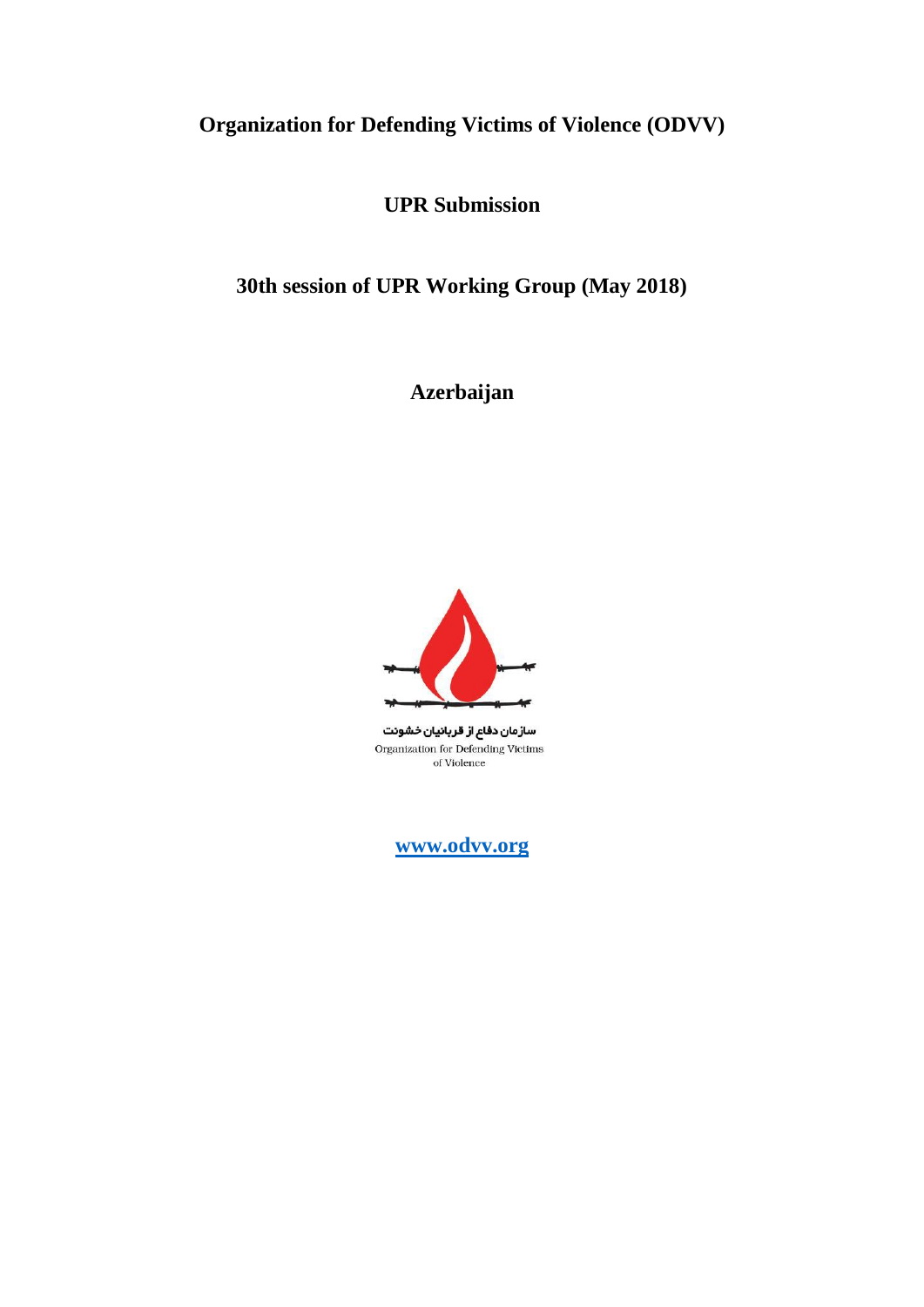# Organization for Defending Victims of Violence (ODVV)

## UPR Submission

## 30th session of UPR Working Group (May 2018)

## Azerbaijan

سازمان دفاع از قربانیان خشونت

Organization for Defending Victims of Violence

[www.odvv.org](http://www.odvv.org)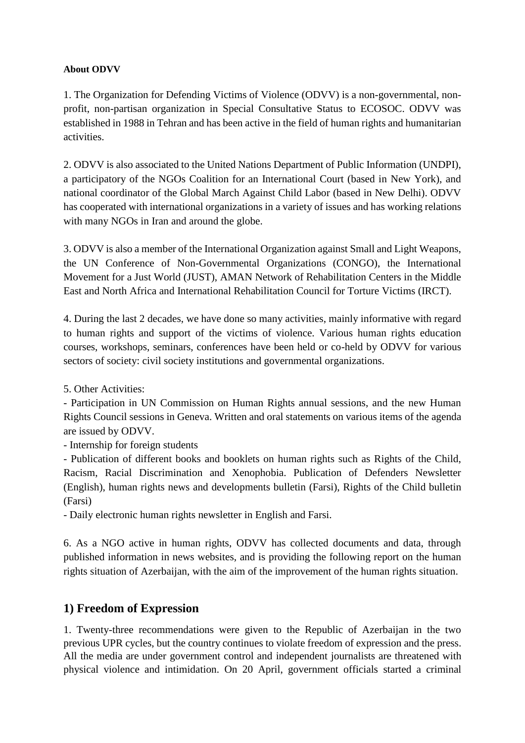**About ODVV**

1. The Organization for Defending Victims of Violence (ODVV) is a non-governmental, non-profit, non-partisan organization in Special Consultative Status to ECOSOC. ODVV was established in 1988 in Tehran and has been active in the field of human rights and humanitarian activities.

2. ODVV is also associated to the United Nations Department of Public Information (UNDPI), a participatory of the NGOs Coalition for an International Court (based in New York), and national coordinator of the Global March Against Child Labor (based in New Delhi). ODVV has cooperated with international organizations in a variety of issues and has working relations with many NGOs in Iran and around the globe.

3. ODVV is also a member of the International Organization against Small and Light Weapons, the UN Conference of Non-Governmental Organizations (CONGO), the International Movement for a Just World (JUST), AMAN Network of Rehabilitation Centers in the Middle East and North Africa and International Rehabilitation Council for Torture Victims (IRCT).

4. During the last 2 decades, we have done so many activities, mainly informative with regard to human rights and support of the victims of violence. Various human rights education courses, workshops, seminars, conferences have been held or co-held by ODVV for various sectors of society: civil society institutions and governmental organizations.

5. Other Activities:

- Participation in UN Commission on Human Rights annual sessions, and the new Human Rights Council sessions in Geneva. Written and oral statements on various items of the agenda are issued by ODVV.
- Internship for foreign students
- Publication of different books and booklets on human rights such as Rights of the Child, Racism, Racial Discrimination and Xenophobia. Publication of Defenders Newsletter (English), human rights news and developments bulletin (Farsi), Rights of the Child bulletin (Farsi)
- Daily electronic human rights newsletter in English and Farsi.

6. As a NGO active in human rights, ODVV has collected documents and data, through published information in news websites, and is providing the following report on the human rights situation of Azerbaijan, with the aim of the improvement of the human rights situation.

## 1) Freedom of Expression

1. Twenty-three recommendations were given to the Republic of Azerbaijan in the two previous UPR cycles, but the country continues to violate freedom of expression and the press. All the media are under government control and independent journalists are threatened with physical violence and intimidation. On 20 April, government officials started a criminal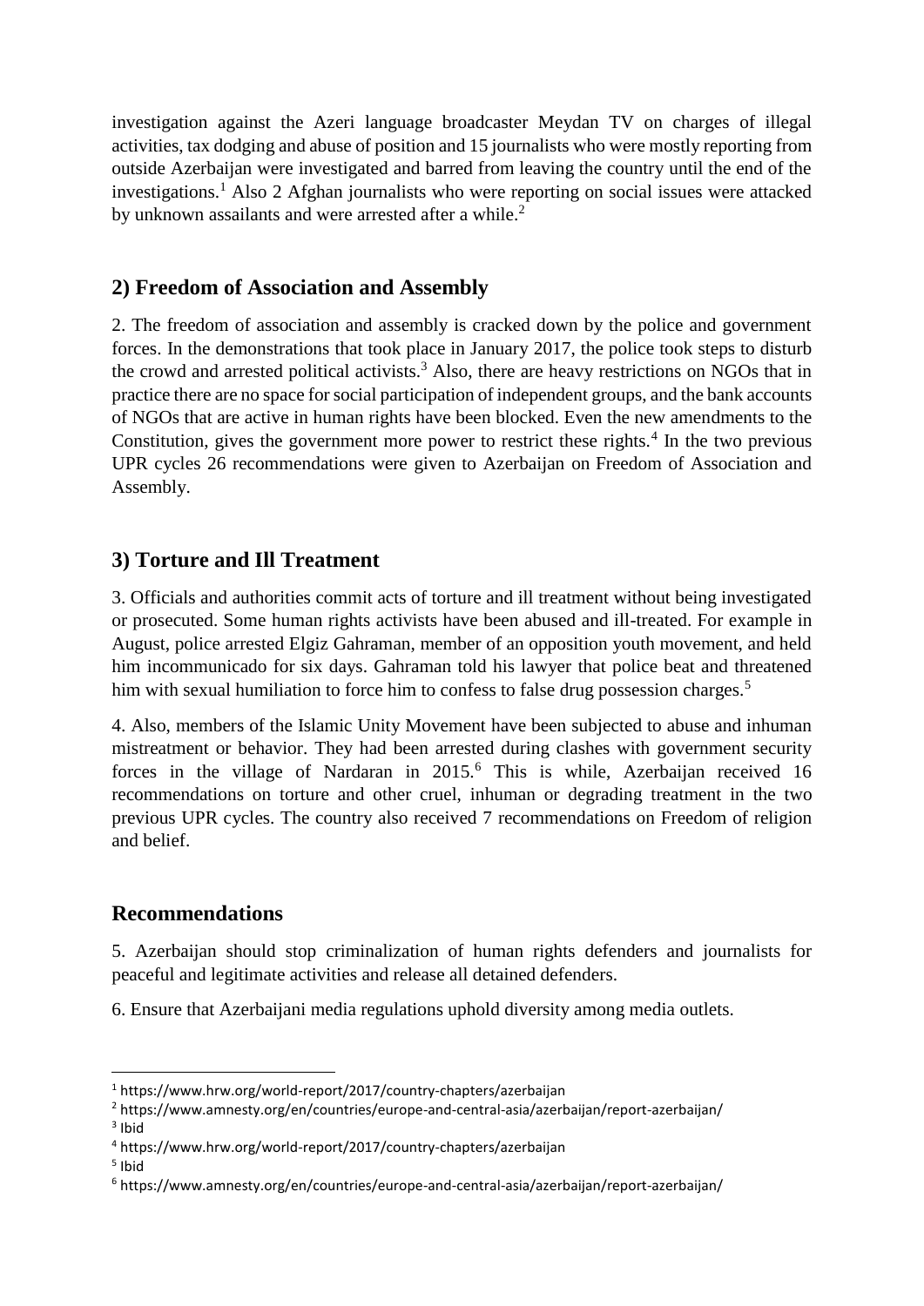investigation against the Azeri language broadcaster Meydan TV on charges of illegal activities, tax dodging and abuse of position and 15 journalists who were mostly reporting from outside Azerbaijan were investigated and barred from leaving the country until the end of the investigations.[1] Also 2 Afghan journalists who were reporting on social issues were attacked by unknown assailants and were arrested after a while.[2]

## 2) Freedom of Association and Assembly

2. The freedom of association and assembly is cracked down by the police and government forces. In the demonstrations that took place in January 2017, the police took steps to disturb the crowd and arrested political activists.[3] Also, there are heavy restrictions on NGOs that in practice there are no space for social participation of independent groups, and the bank accounts of NGOs that are active in human rights have been blocked. Even the new amendments to the Constitution, gives the government more power to restrict these rights.[4] In the two previous UPR cycles 26 recommendations were given to Azerbaijan on Freedom of Association and Assembly.

## 3) Torture and Ill Treatment

3. Officials and authorities commit acts of torture and ill treatment without being investigated or prosecuted. Some human rights activists have been abused and ill-treated. For example in August, police arrested Elgiz Gahraman, member of an opposition youth movement, and held him incommunicado for six days. Gahraman told his lawyer that police beat and threatened him with sexual humiliation to force him to confess to false drug possession charges.[5]

4. Also, members of the Islamic Unity Movement have been subjected to abuse and inhuman mistreatment or behavior. They had been arrested during clashes with government security forces in the village of Nardaran in 2015.[6] This is while, Azerbaijan received 16 recommendations on torture and other cruel, inhuman or degrading treatment in the two previous UPR cycles. The country also received 7 recommendations on Freedom of religion and belief.

## Recommendations

5. Azerbaijan should stop criminalization of human rights defenders and journalists for peaceful and legitimate activities and release all detained defenders.

6. Ensure that Azerbaijani media regulations uphold diversity among media outlets.

---

[1] https://www.hrw.org/world-report/2017/country-chapters/azerbaijan

[2] https://www.amnesty.org/en/countries/europe-and-central-asia/azerbaijan/report-azerbaijan/

[3] Ibid

[4] https://www.hrw.org/world-report/2017/country-chapters/azerbaijan

[5] Ibid

[6] https://www.amnesty.org/en/countries/europe-and-central-asia/azerbaijan/report-azerbaijan/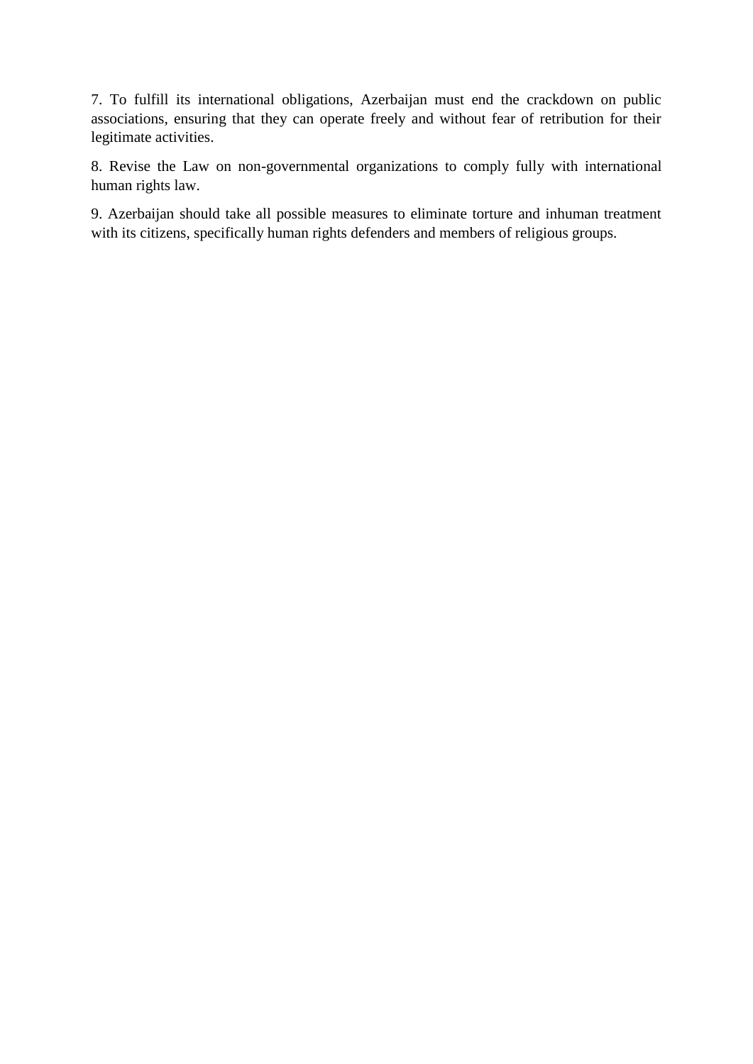7. To fulfill its international obligations, Azerbaijan must end the crackdown on public associations, ensuring that they can operate freely and without fear of retribution for their legitimate activities.

8. Revise the Law on non-governmental organizations to comply fully with international human rights law.

9. Azerbaijan should take all possible measures to eliminate torture and inhuman treatment with its citizens, specifically human rights defenders and members of religious groups.